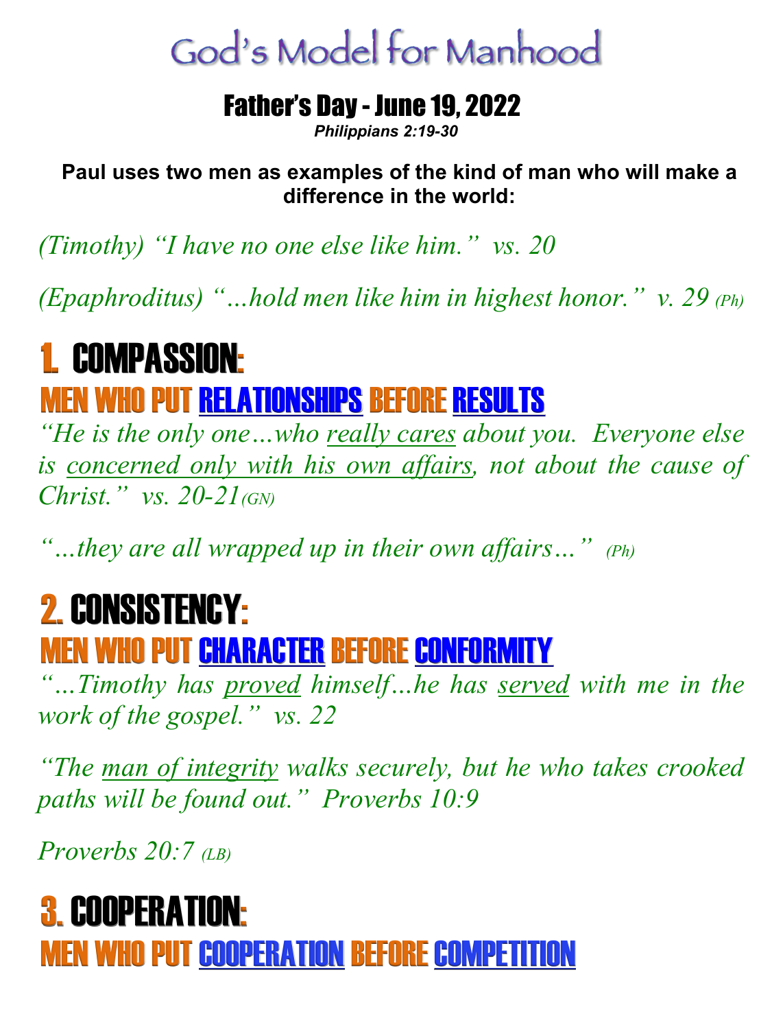# God's Model for Manhood

## Father's Day - June 19, 2022

***Philippians 2:19-30***

**Paul uses two men as examples of the kind of man who will make a difference in the world:**

*(Timothy) "I have no one else like him." vs. 20*

*(Epaphroditus) "…hold men like him in highest honor." v. 29 (Ph)*

## 1. COMPASSION:

### MEN WHO PUT RELATIONSHIPS BEFORE RESULTS

*"He is the only one…who really cares about you. Everyone else is concerned only with his own affairs, not about the cause of Christ." vs. 20-21 (GN)*

*"…they are all wrapped up in their own affairs…" (Ph)*

## 2. CONSISTENCY:

### MEN WHO PUT CHARACTER BEFORE CONFORMITY

*"…Timothy has proved himself…he has served with me in the work of the gospel." vs. 22*

*"The man of integrity walks securely, but he who takes crooked paths will be found out." Proverbs 10:9*

*Proverbs 20:7 (LB)*

## 3. COOPERATION:

### MEN WHO PUT COOPERATION BEFORE COMPETITION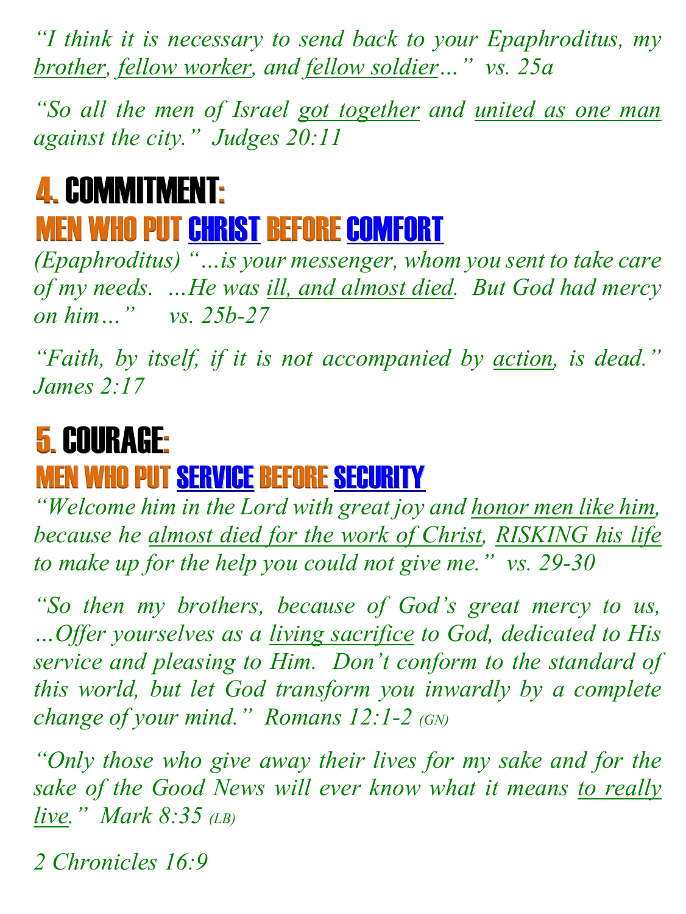*"I think it is necessary to send back to your Epaphroditus, my brother, fellow worker, and fellow soldier…" vs. 25a*

*"So all the men of Israel got together and united as one man against the city." Judges 20:11*

## 4. COMMITMENT:

### MEN WHO PUT CHRIST BEFORE COMFORT

*(Epaphroditus) "…is your messenger, whom you sent to take care of my needs. …He was ill, and almost died. But God had mercy on him…" vs. 25b-27*

*"Faith, by itself, if it is not accompanied by action, is dead." James 2:17*

## 5. COURAGE:

### MEN WHO PUT SERVICE BEFORE SECURITY

*"Welcome him in the Lord with great joy and honor men like him, because he almost died for the work of Christ, RISKING his life to make up for the help you could not give me." vs. 29-30*

*"So then my brothers, because of God's great mercy to us, …Offer yourselves as a living sacrifice to God, dedicated to His service and pleasing to Him. Don't conform to the standard of this world, but let God transform you inwardly by a complete change of your mind." Romans 12:1-2 (GN)*

*"Only those who give away their lives for my sake and for the sake of the Good News will ever know what it means to really live." Mark 8:35 (LB)*

*2 Chronicles 16:9*